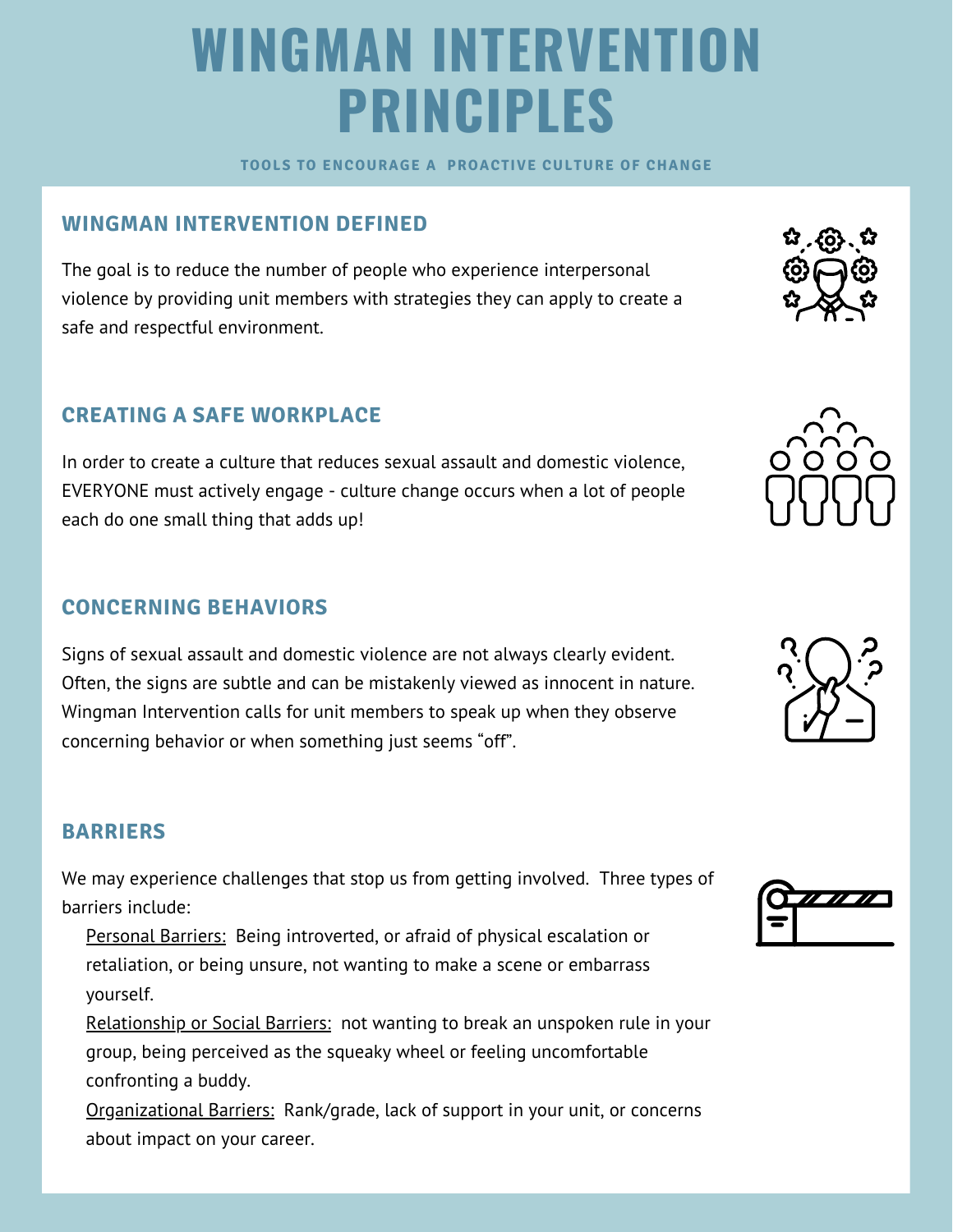# WINGMAN INTERVENTION PRINCIPLES

**TOOLS TO ENCOURAGE A PROACTIVE CULTURE OF CHANGE**

## WINGMAN INTERVENTION DEFINED

The goal is to reduce the number of people who experience interpersonal violence by providing unit members with strategies they can apply to create a safe and respectful environment.

## CREATING A SAFE WORKPLACE

In order to create a culture that reduces sexual assault and domestic violence, EVERYONE must actively engage - culture change occurs when a lot of people each do one small thing that adds up!

## CONCERNING BEHAVIORS

Signs of sexual assault and domestic violence are not always clearly evident. Often, the signs are subtle and can be mistakenly viewed as innocent in nature. Wingman Intervention calls for unit members to speak up when they observe concerning behavior or when something just seems "off".

## BARRIERS

We may experience challenges that stop us from getting involved. Three types of barriers include:

- Personal Barriers: Being introverted, or afraid of physical escalation or retaliation, or being unsure, not wanting to make a scene or embarrass yourself.
- Relationship or Social Barriers: not wanting to break an unspoken rule in your group, being perceived as the squeaky wheel or feeling uncomfortable confronting a buddy.
- Organizational Barriers: Rank/grade, lack of support in your unit, or concerns about impact on your career.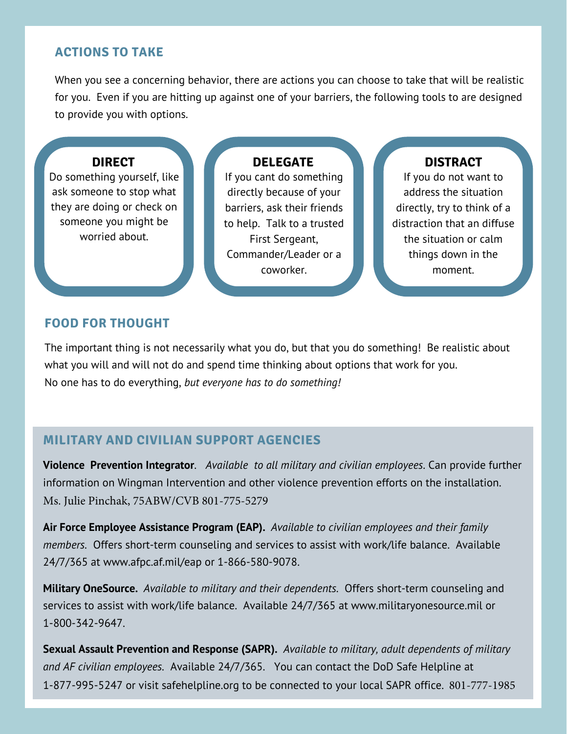## ACTIONS TO TAKE

When you see a concerning behavior, there are actions you can choose to take that will be realistic for you. Even if you are hitting up against one of your barriers, the following tools to are designed to provide you with options.

### DIRECT

Do something yourself, like ask someone to stop what they are doing or check on someone you might be worried about.

### DELEGATE

If you cant do something directly because of your barriers, ask their friends to help. Talk to a trusted First Sergeant, Commander/Leader or a coworker.

### DISTRACT

If you do not want to address the situation directly, try to think of a distraction that an diffuse the situation or calm things down in the moment.

## FOOD FOR THOUGHT

The important thing is not necessarily what you do, but that you do something! Be realistic about what you will and will not do and spend time thinking about options that work for you.
No one has to do everything, *but everyone has to do something!*

## MILITARY AND CIVILIAN SUPPORT AGENCIES

**Violence Prevention Integrator**. *Available to all military and civilian employees*. Can provide further information on Wingman Intervention and other violence prevention efforts on the installation. Ms. Julie Pinchak, 75ABW/CVB 801-775-5279

**Air Force Employee Assistance Program (EAP).** *Available to civilian employees and their family members.* Offers short-term counseling and services to assist with work/life balance. Available 24/7/365 at www.afpc.af.mil/eap or 1-866-580-9078.

**Military OneSource.** *Available to military and their dependents.* Offers short-term counseling and services to assist with work/life balance. Available 24/7/365 at www.militaryonesource.mil or 1-800-342-9647.

**Sexual Assault Prevention and Response (SAPR).** *Available to military, adult dependents of military and AF civilian employees.* Available 24/7/365. You can contact the DoD Safe Helpline at 1-877-995-5247 or visit safehelpline.org to be connected to your local SAPR office. 801-777-1985